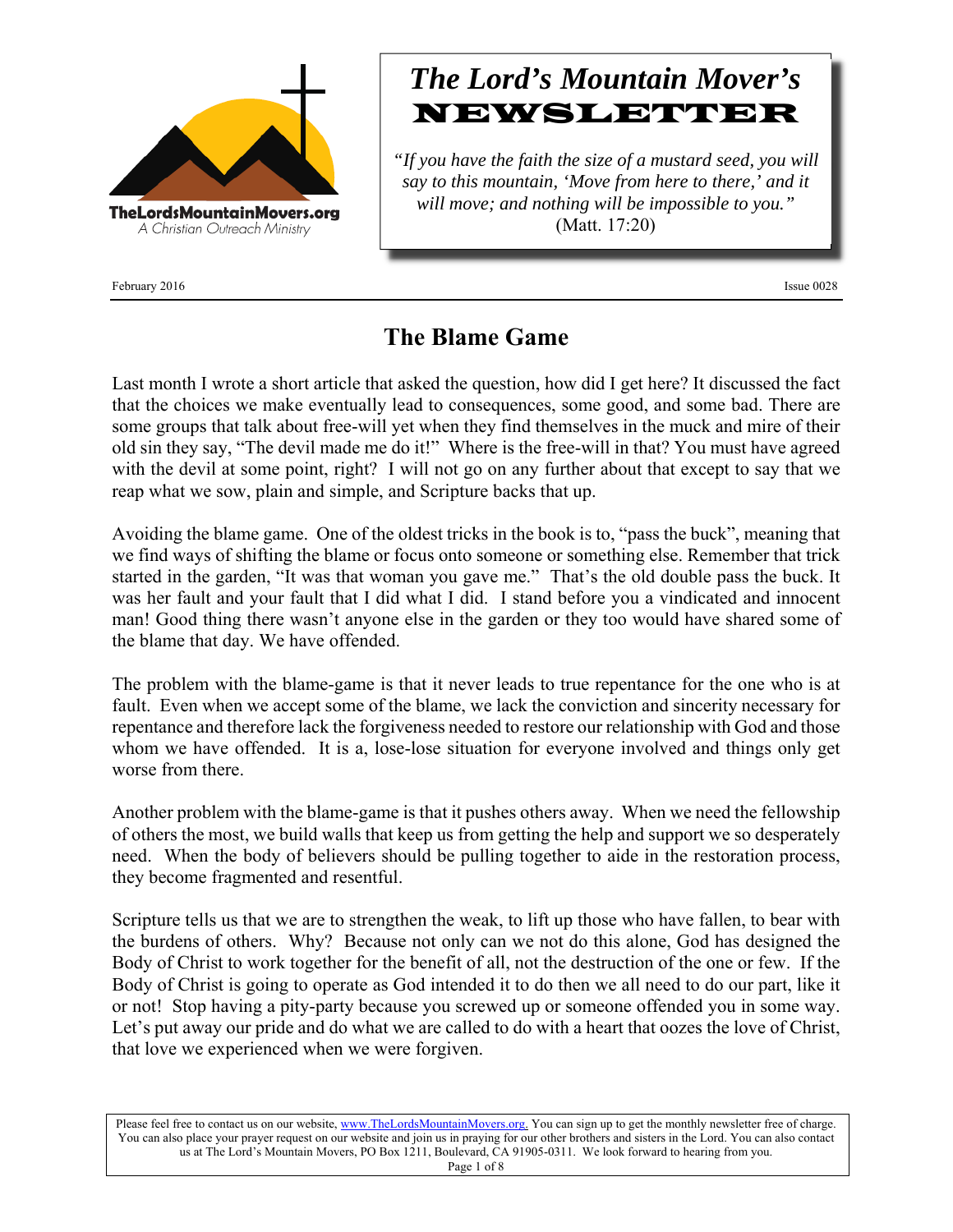TheLordsMountainMovers.org
A Christian Outreach Ministry

# *The Lord's Mountain Mover's* NEWSLETTER

*"If you have the faith the size of a mustard seed, you will say to this mountain, 'Move from here to there,' and it will move; and nothing will be impossible to you."* (Matt. 17:20)

February 2016 — Issue 0028

## The Blame Game

Last month I wrote a short article that asked the question, how did I get here? It discussed the fact that the choices we make eventually lead to consequences, some good, and some bad. There are some groups that talk about free-will yet when they find themselves in the muck and mire of their old sin they say, "The devil made me do it!" Where is the free-will in that? You must have agreed with the devil at some point, right? I will not go on any further about that except to say that we reap what we sow, plain and simple, and Scripture backs that up.

Avoiding the blame game. One of the oldest tricks in the book is to, "pass the buck", meaning that we find ways of shifting the blame or focus onto someone or something else. Remember that trick started in the garden, "It was that woman you gave me." That's the old double pass the buck. It was her fault and your fault that I did what I did. I stand before you a vindicated and innocent man! Good thing there wasn't anyone else in the garden or they too would have shared some of the blame that day. We have offended.

The problem with the blame-game is that it never leads to true repentance for the one who is at fault. Even when we accept some of the blame, we lack the conviction and sincerity necessary for repentance and therefore lack the forgiveness needed to restore our relationship with God and those whom we have offended. It is a, lose-lose situation for everyone involved and things only get worse from there.

Another problem with the blame-game is that it pushes others away. When we need the fellowship of others the most, we build walls that keep us from getting the help and support we so desperately need. When the body of believers should be pulling together to aide in the restoration process, they become fragmented and resentful.

Scripture tells us that we are to strengthen the weak, to lift up those who have fallen, to bear with the burdens of others. Why? Because not only can we not do this alone, God has designed the Body of Christ to work together for the benefit of all, not the destruction of the one or few. If the Body of Christ is going to operate as God intended it to do then we all need to do our part, like it or not! Stop having a pity-party because you screwed up or someone offended you in some way. Let's put away our pride and do what we are called to do with a heart that oozes the love of Christ, that love we experienced when we were forgiven.

Please feel free to contact us on our website, www.TheLordsMountainMovers.org. You can sign up to get the monthly newsletter free of charge. You can also place your prayer request on our website and join us in praying for our other brothers and sisters in the Lord. You can also contact us at The Lord's Mountain Movers, PO Box 1211, Boulevard, CA 91905-0311. We look forward to hearing from you.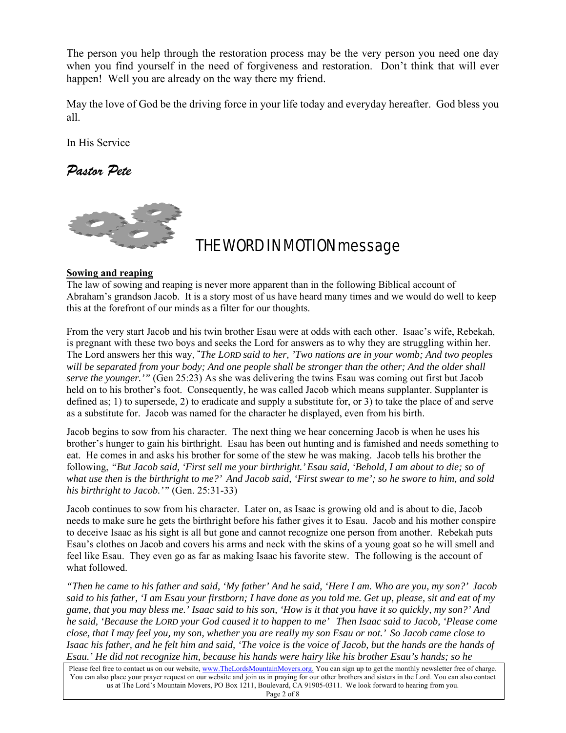The person you help through the restoration process may be the very person you need one day when you find yourself in the need of forgiveness and restoration. Don't think that will ever happen! Well you are already on the way there my friend.

May the love of God be the driving force in your life today and everyday hereafter. God bless you all.

In His Service

*Pastor Pete*

## THE WORD IN MOTION message

**Sowing and reaping**

The law of sowing and reaping is never more apparent than in the following Biblical account of Abraham's grandson Jacob. It is a story most of us have heard many times and we would do well to keep this at the forefront of our minds as a filter for our thoughts.

From the very start Jacob and his twin brother Esau were at odds with each other. Isaac's wife, Rebekah, is pregnant with these two boys and seeks the Lord for answers as to why they are struggling within her. The Lord answers her this way, "*The LORD said to her, 'Two nations are in your womb; And two peoples will be separated from your body; And one people shall be stronger than the other; And the older shall serve the younger.'"* (Gen 25:23) As she was delivering the twins Esau was coming out first but Jacob held on to his brother's foot. Consequently, he was called Jacob which means supplanter. Supplanter is defined as; 1) to supersede, 2) to eradicate and supply a substitute for, or 3) to take the place of and serve as a substitute for. Jacob was named for the character he displayed, even from his birth.

Jacob begins to sow from his character. The next thing we hear concerning Jacob is when he uses his brother's hunger to gain his birthright. Esau has been out hunting and is famished and needs something to eat. He comes in and asks his brother for some of the stew he was making. Jacob tells his brother the following, *"But Jacob said, 'First sell me your birthright.' Esau said, 'Behold, I am about to die; so of what use then is the birthright to me?' And Jacob said, 'First swear to me'; so he swore to him, and sold his birthright to Jacob.'"* (Gen. 25:31-33)

Jacob continues to sow from his character. Later on, as Isaac is growing old and is about to die, Jacob needs to make sure he gets the birthright before his father gives it to Esau. Jacob and his mother conspire to deceive Isaac as his sight is all but gone and cannot recognize one person from another. Rebekah puts Esau's clothes on Jacob and covers his arms and neck with the skins of a young goat so he will smell and feel like Esau. They even go as far as making Isaac his favorite stew. The following is the account of what followed.

*"Then he came to his father and said, 'My father' And he said, 'Here I am. Who are you, my son?' Jacob said to his father, 'I am Esau your firstborn; I have done as you told me. Get up, please, sit and eat of my game, that you may bless me.' Isaac said to his son, 'How is it that you have it so quickly, my son?' And he said, 'Because the LORD your God caused it to happen to me' Then Isaac said to Jacob, 'Please come close, that I may feel you, my son, whether you are really my son Esau or not.' So Jacob came close to Isaac his father, and he felt him and said, 'The voice is the voice of Jacob, but the hands are the hands of Esau.' He did not recognize him, because his hands were hairy like his brother Esau's hands; so he*

Please feel free to contact us on our website, www.TheLordsMountainMovers.org. You can sign up to get the monthly newsletter free of charge. You can also place your prayer request on our website and join us in praying for our other brothers and sisters in the Lord. You can also contact us at The Lord's Mountain Movers, PO Box 1211, Boulevard, CA 91905-0311. We look forward to hearing from you.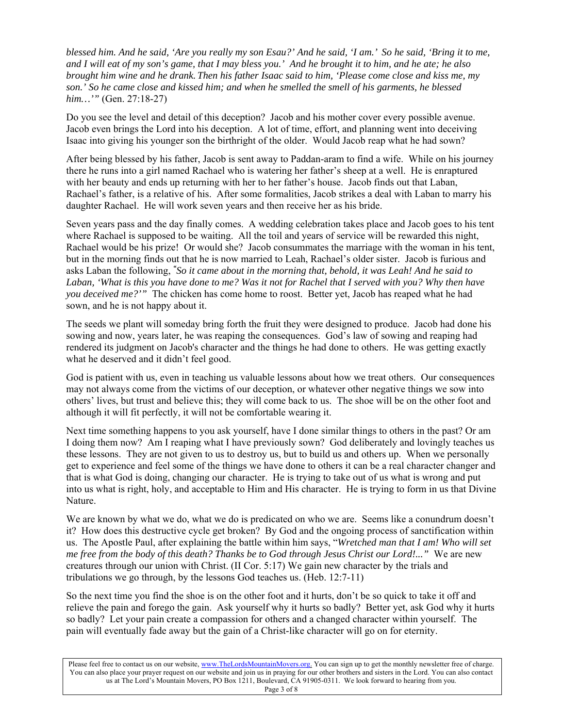*blessed him. And he said, 'Are you really my son Esau?' And he said, 'I am.' So he said, 'Bring it to me, and I will eat of my son's game, that I may bless you.' And he brought it to him, and he ate; he also brought him wine and he drank. Then his father Isaac said to him, 'Please come close and kiss me, my son.' So he came close and kissed him; and when he smelled the smell of his garments, he blessed him…'"* (Gen. 27:18-27)

Do you see the level and detail of this deception? Jacob and his mother cover every possible avenue. Jacob even brings the Lord into his deception. A lot of time, effort, and planning went into deceiving Isaac into giving his younger son the birthright of the older. Would Jacob reap what he had sown?

After being blessed by his father, Jacob is sent away to Paddan-aram to find a wife. While on his journey there he runs into a girl named Rachael who is watering her father's sheep at a well. He is enraptured with her beauty and ends up returning with her to her father's house. Jacob finds out that Laban, Rachael's father, is a relative of his. After some formalities, Jacob strikes a deal with Laban to marry his daughter Rachael. He will work seven years and then receive her as his bride.

Seven years pass and the day finally comes. A wedding celebration takes place and Jacob goes to his tent where Rachael is supposed to be waiting. All the toil and years of service will be rewarded this night, Rachael would be his prize! Or would she? Jacob consummates the marriage with the woman in his tent, but in the morning finds out that he is now married to Leah, Rachael's older sister. Jacob is furious and asks Laban the following, *"So it came about in the morning that, behold, it was Leah! And he said to Laban, 'What is this you have done to me? Was it not for Rachel that I served with you? Why then have you deceived me?'"* The chicken has come home to roost. Better yet, Jacob has reaped what he had sown, and he is not happy about it.

The seeds we plant will someday bring forth the fruit they were designed to produce. Jacob had done his sowing and now, years later, he was reaping the consequences. God's law of sowing and reaping had rendered its judgment on Jacob's character and the things he had done to others. He was getting exactly what he deserved and it didn't feel good.

God is patient with us, even in teaching us valuable lessons about how we treat others. Our consequences may not always come from the victims of our deception, or whatever other negative things we sow into others' lives, but trust and believe this; they will come back to us. The shoe will be on the other foot and although it will fit perfectly, it will not be comfortable wearing it.

Next time something happens to you ask yourself, have I done similar things to others in the past? Or am I doing them now? Am I reaping what I have previously sown? God deliberately and lovingly teaches us these lessons. They are not given to us to destroy us, but to build us and others up. When we personally get to experience and feel some of the things we have done to others it can be a real character changer and that is what God is doing, changing our character. He is trying to take out of us what is wrong and put into us what is right, holy, and acceptable to Him and His character. He is trying to form in us that Divine Nature.

We are known by what we do, what we do is predicated on who we are. Seems like a conundrum doesn't it? How does this destructive cycle get broken? By God and the ongoing process of sanctification within us. The Apostle Paul, after explaining the battle within him says, "*Wretched man that I am! Who will set me free from the body of this death? Thanks be to God through Jesus Christ our Lord!..."* We are new creatures through our union with Christ. (II Cor. 5:17) We gain new character by the trials and tribulations we go through, by the lessons God teaches us. (Heb. 12:7-11)

So the next time you find the shoe is on the other foot and it hurts, don't be so quick to take it off and relieve the pain and forego the gain. Ask yourself why it hurts so badly? Better yet, ask God why it hurts so badly? Let your pain create a compassion for others and a changed character within yourself. The pain will eventually fade away but the gain of a Christ-like character will go on for eternity.

Please feel free to contact us on our website, www.TheLordsMountainMovers.org. You can sign up to get the monthly newsletter free of charge. You can also place your prayer request on our website and join us in praying for our other brothers and sisters in the Lord. You can also contact us at The Lord's Mountain Movers, PO Box 1211, Boulevard, CA 91905-0311. We look forward to hearing from you.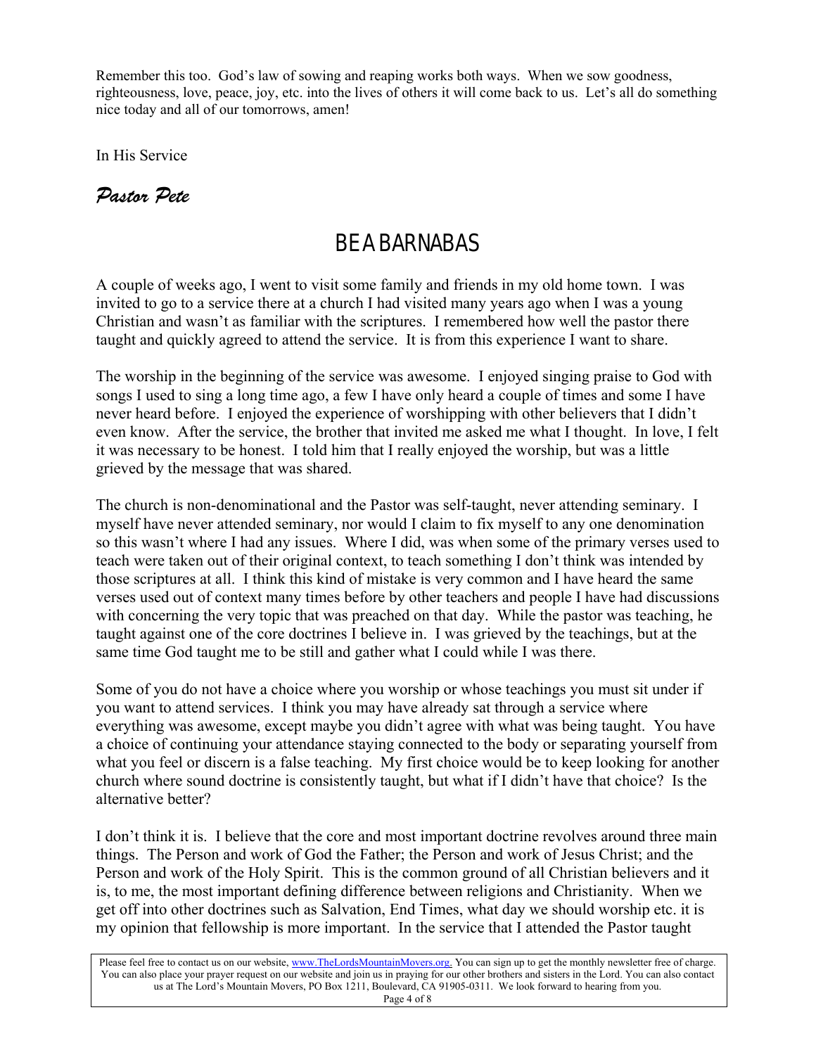Remember this too. God's law of sowing and reaping works both ways. When we sow goodness, righteousness, love, peace, joy, etc. into the lives of others it will come back to us. Let's all do something nice today and all of our tomorrows, amen!

In His Service

*Pastor Pete*

# BE A BARNABAS

A couple of weeks ago, I went to visit some family and friends in my old home town. I was invited to go to a service there at a church I had visited many years ago when I was a young Christian and wasn't as familiar with the scriptures. I remembered how well the pastor there taught and quickly agreed to attend the service. It is from this experience I want to share.

The worship in the beginning of the service was awesome. I enjoyed singing praise to God with songs I used to sing a long time ago, a few I have only heard a couple of times and some I have never heard before. I enjoyed the experience of worshipping with other believers that I didn't even know. After the service, the brother that invited me asked me what I thought. In love, I felt it was necessary to be honest. I told him that I really enjoyed the worship, but was a little grieved by the message that was shared.

The church is non-denominational and the Pastor was self-taught, never attending seminary. I myself have never attended seminary, nor would I claim to fix myself to any one denomination so this wasn't where I had any issues. Where I did, was when some of the primary verses used to teach were taken out of their original context, to teach something I don't think was intended by those scriptures at all. I think this kind of mistake is very common and I have heard the same verses used out of context many times before by other teachers and people I have had discussions with concerning the very topic that was preached on that day. While the pastor was teaching, he taught against one of the core doctrines I believe in. I was grieved by the teachings, but at the same time God taught me to be still and gather what I could while I was there.

Some of you do not have a choice where you worship or whose teachings you must sit under if you want to attend services. I think you may have already sat through a service where everything was awesome, except maybe you didn't agree with what was being taught. You have a choice of continuing your attendance staying connected to the body or separating yourself from what you feel or discern is a false teaching. My first choice would be to keep looking for another church where sound doctrine is consistently taught, but what if I didn't have that choice? Is the alternative better?

I don't think it is. I believe that the core and most important doctrine revolves around three main things. The Person and work of God the Father; the Person and work of Jesus Christ; and the Person and work of the Holy Spirit. This is the common ground of all Christian believers and it is, to me, the most important defining difference between religions and Christianity. When we get off into other doctrines such as Salvation, End Times, what day we should worship etc. it is my opinion that fellowship is more important. In the service that I attended the Pastor taught

Please feel free to contact us on our website, www.TheLordsMountainMovers.org. You can sign up to get the monthly newsletter free of charge. You can also place your prayer request on our website and join us in praying for our other brothers and sisters in the Lord. You can also contact us at The Lord's Mountain Movers, PO Box 1211, Boulevard, CA 91905-0311. We look forward to hearing from you.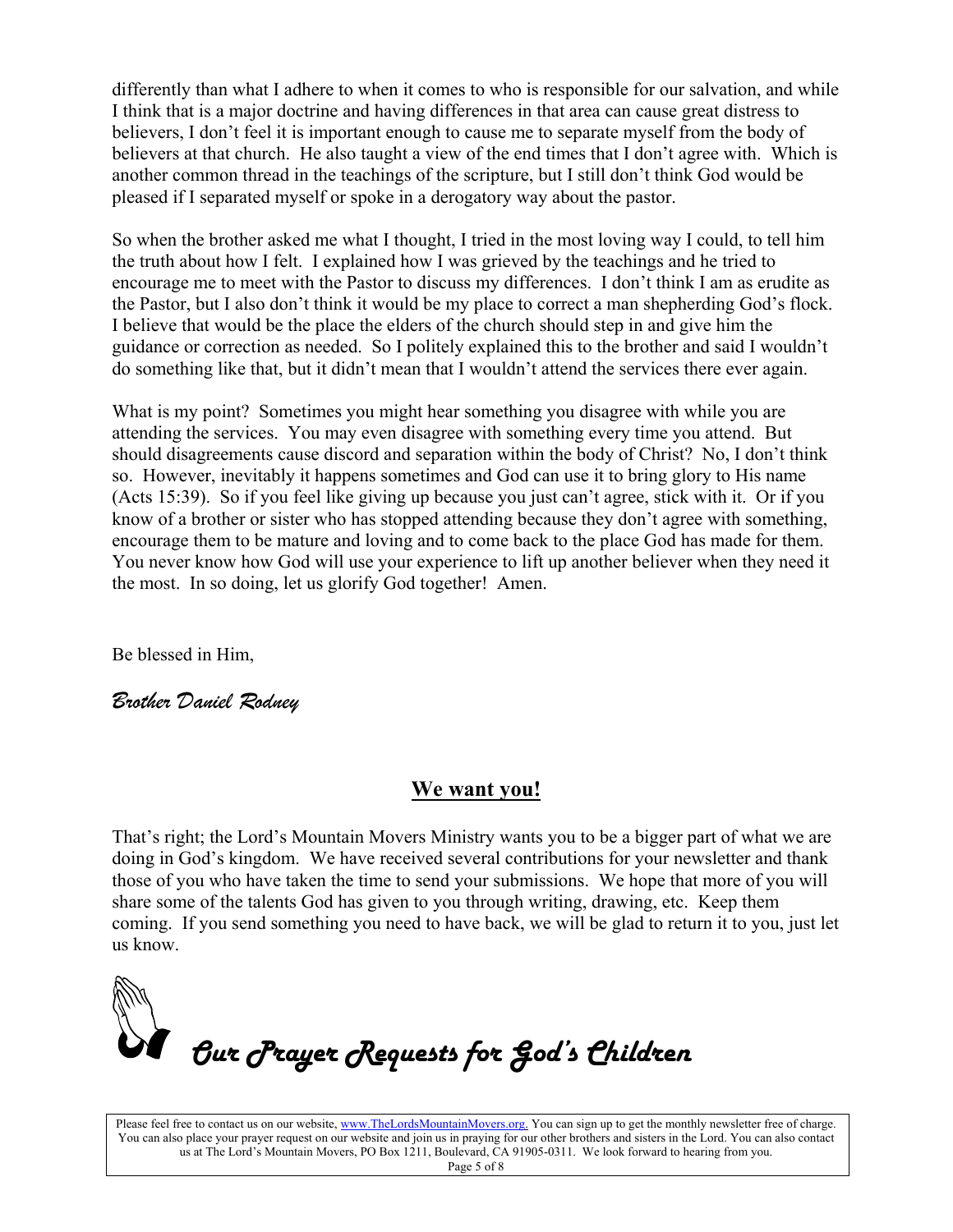differently than what I adhere to when it comes to who is responsible for our salvation, and while I think that is a major doctrine and having differences in that area can cause great distress to believers, I don't feel it is important enough to cause me to separate myself from the body of believers at that church. He also taught a view of the end times that I don't agree with. Which is another common thread in the teachings of the scripture, but I still don't think God would be pleased if I separated myself or spoke in a derogatory way about the pastor.

So when the brother asked me what I thought, I tried in the most loving way I could, to tell him the truth about how I felt. I explained how I was grieved by the teachings and he tried to encourage me to meet with the Pastor to discuss my differences. I don't think I am as erudite as the Pastor, but I also don't think it would be my place to correct a man shepherding God's flock. I believe that would be the place the elders of the church should step in and give him the guidance or correction as needed. So I politely explained this to the brother and said I wouldn't do something like that, but it didn't mean that I wouldn't attend the services there ever again.

What is my point? Sometimes you might hear something you disagree with while you are attending the services. You may even disagree with something every time you attend. But should disagreements cause discord and separation within the body of Christ? No, I don't think so. However, inevitably it happens sometimes and God can use it to bring glory to His name (Acts 15:39). So if you feel like giving up because you just can't agree, stick with it. Or if you know of a brother or sister who has stopped attending because they don't agree with something, encourage them to be mature and loving and to come back to the place God has made for them. You never know how God will use your experience to lift up another believer when they need it the most. In so doing, let us glorify God together! Amen.

Be blessed in Him,

*Brother Daniel Rodney*

## We want you!

That's right; the Lord's Mountain Movers Ministry wants you to be a bigger part of what we are doing in God's kingdom. We have received several contributions for your newsletter and thank those of you who have taken the time to send your submissions. We hope that more of you will share some of the talents God has given to you through writing, drawing, etc. Keep them coming. If you send something you need to have back, we will be glad to return it to you, just let us know.

## *Our Prayer Requests for God's Children*

Please feel free to contact us on our website, www.TheLordsMountainMovers.org. You can sign up to get the monthly newsletter free of charge. You can also place your prayer request on our website and join us in praying for our other brothers and sisters in the Lord. You can also contact us at The Lord's Mountain Movers, PO Box 1211, Boulevard, CA 91905-0311. We look forward to hearing from you.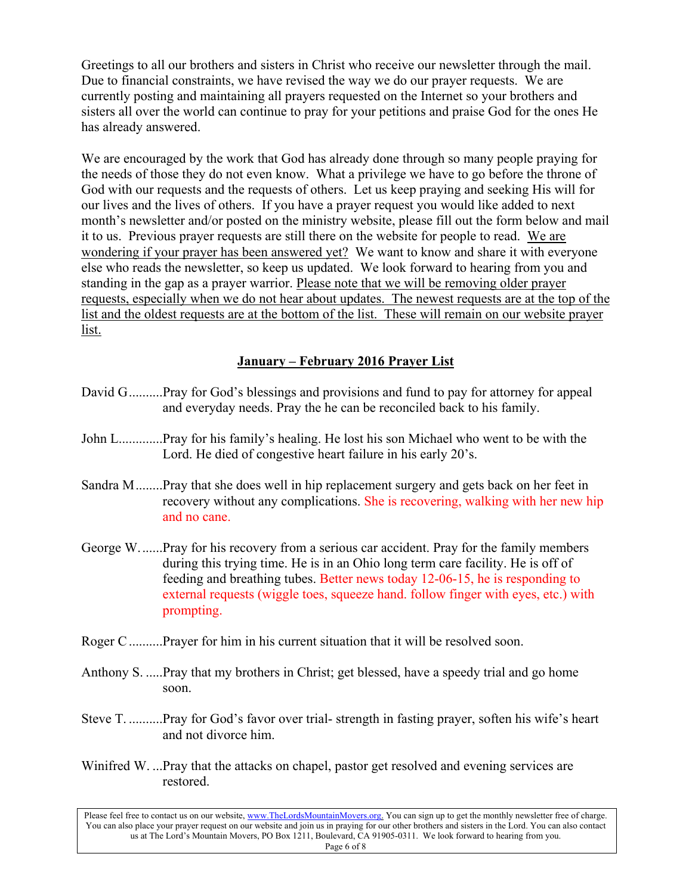Greetings to all our brothers and sisters in Christ who receive our newsletter through the mail. Due to financial constraints, we have revised the way we do our prayer requests. We are currently posting and maintaining all prayers requested on the Internet so your brothers and sisters all over the world can continue to pray for your petitions and praise God for the ones He has already answered.

We are encouraged by the work that God has already done through so many people praying for the needs of those they do not even know. What a privilege we have to go before the throne of God with our requests and the requests of others. Let us keep praying and seeking His will for our lives and the lives of others. If you have a prayer request you would like added to next month's newsletter and/or posted on the ministry website, please fill out the form below and mail it to us. Previous prayer requests are still there on the website for people to read. <u>We are wondering if your prayer has been answered yet?</u> We want to know and share it with everyone else who reads the newsletter, so keep us updated. We look forward to hearing from you and standing in the gap as a prayer warrior. <u>Please note that we will be removing older prayer requests, especially when we do not hear about updates. The newest requests are at the top of the list and the oldest requests are at the bottom of the list. These will remain on our website prayer list.</u>

## <u>January – February 2016 Prayer List</u>

David G..........Pray for God's blessings and provisions and fund to pay for attorney for appeal and everyday needs. Pray the he can be reconciled back to his family.

John L.............Pray for his family's healing. He lost his son Michael who went to be with the Lord. He died of congestive heart failure in his early 20's.

Sandra M........Pray that she does well in hip replacement surgery and gets back on her feet in recovery without any complications. She is recovering, walking with her new hip and no cane.

George W.......Pray for his recovery from a serious car accident. Pray for the family members during this trying time. He is in an Ohio long term care facility. He is off of feeding and breathing tubes. Better news today 12-06-15, he is responding to external requests (wiggle toes, squeeze hand. follow finger with eyes, etc.) with prompting.

Roger C..........Prayer for him in his current situation that it will be resolved soon.

Anthony S. .....Pray that my brothers in Christ; get blessed, have a speedy trial and go home soon.

Steve T. ..........Pray for God's favor over trial- strength in fasting prayer, soften his wife's heart and not divorce him.

Winifred W. ...Pray that the attacks on chapel, pastor get resolved and evening services are restored.

Please feel free to contact us on our website, www.TheLordsMountainMovers.org. You can sign up to get the monthly newsletter free of charge. You can also place your prayer request on our website and join us in praying for our other brothers and sisters in the Lord. You can also contact us at The Lord's Mountain Movers, PO Box 1211, Boulevard, CA 91905-0311. We look forward to hearing from you.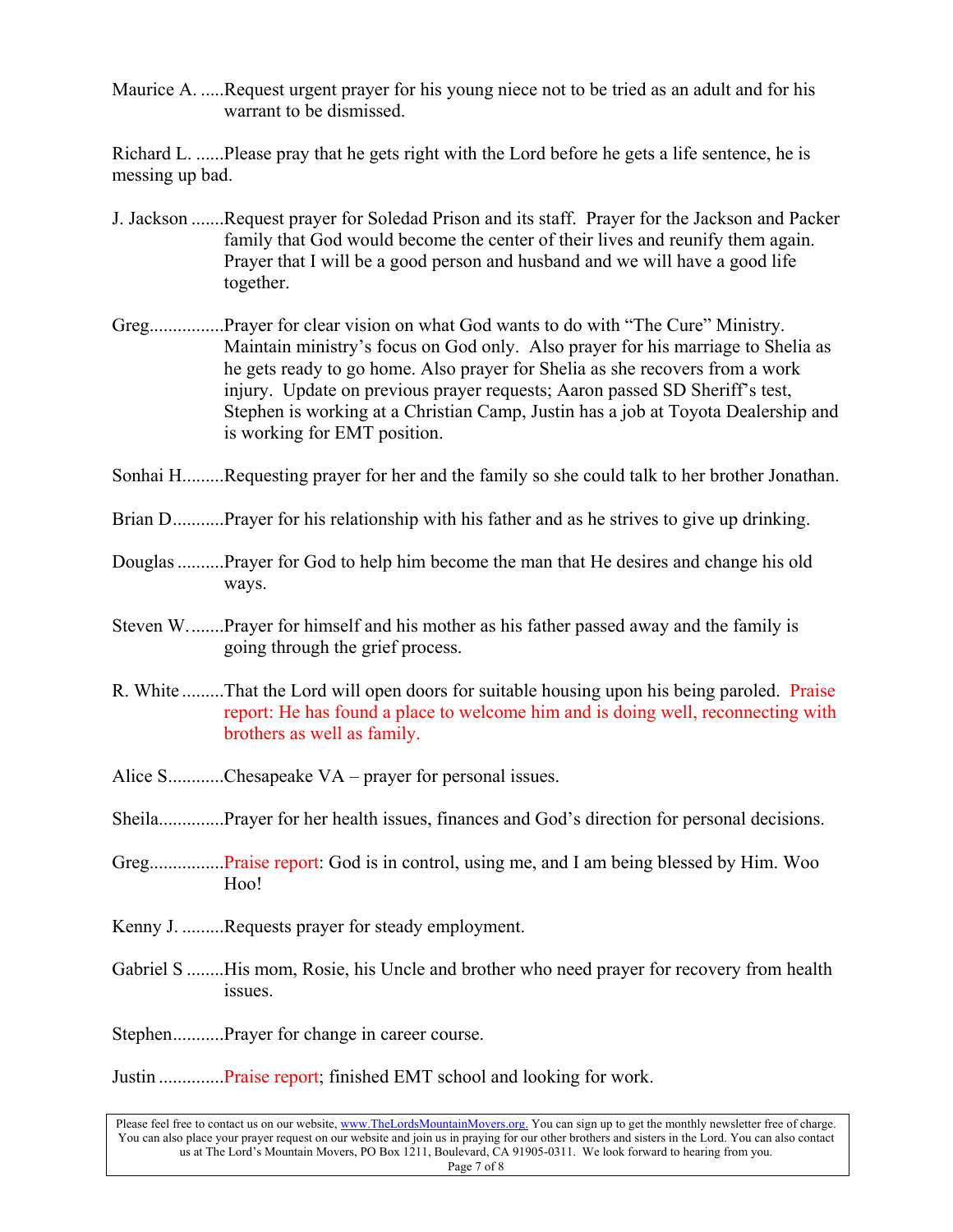Maurice A. .....Request urgent prayer for his young niece not to be tried as an adult and for his warrant to be dismissed.

Richard L. ......Please pray that he gets right with the Lord before he gets a life sentence, he is messing up bad.

J. Jackson .......Request prayer for Soledad Prison and its staff. Prayer for the Jackson and Packer family that God would become the center of their lives and reunify them again. Prayer that I will be a good person and husband and we will have a good life together.

Greg................Prayer for clear vision on what God wants to do with "The Cure" Ministry. Maintain ministry's focus on God only. Also prayer for his marriage to Shelia as he gets ready to go home. Also prayer for Shelia as she recovers from a work injury. Update on previous prayer requests; Aaron passed SD Sheriff's test, Stephen is working at a Christian Camp, Justin has a job at Toyota Dealership and is working for EMT position.

Sonhai H.........Requesting prayer for her and the family so she could talk to her brother Jonathan.

Brian D...........Prayer for his relationship with his father and as he strives to give up drinking.

Douglas ..........Prayer for God to help him become the man that He desires and change his old ways.

Steven W........Prayer for himself and his mother as his father passed away and the family is going through the grief process.

R. White .........That the Lord will open doors for suitable housing upon his being paroled. Praise report: He has found a place to welcome him and is doing well, reconnecting with brothers as well as family.

Alice S............Chesapeake VA – prayer for personal issues.

Sheila..............Prayer for her health issues, finances and God's direction for personal decisions.

Greg................Praise report: God is in control, using me, and I am being blessed by Him. Woo Hoo!

Kenny J. .........Requests prayer for steady employment.

Gabriel S ........His mom, Rosie, his Uncle and brother who need prayer for recovery from health issues.

Stephen...........Prayer for change in career course.

Justin ..............Praise report; finished EMT school and looking for work.

Please feel free to contact us on our website, www.TheLordsMountainMovers.org. You can sign up to get the monthly newsletter free of charge. You can also place your prayer request on our website and join us in praying for our other brothers and sisters in the Lord. You can also contact us at The Lord's Mountain Movers, PO Box 1211, Boulevard, CA 91905-0311. We look forward to hearing from you.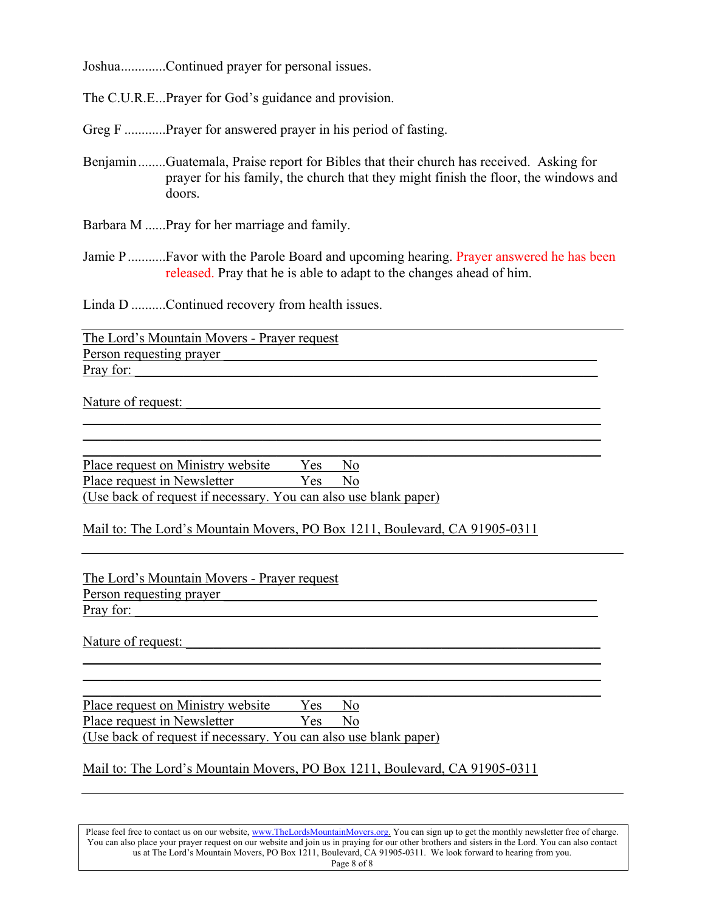Joshua............Continued prayer for personal issues.

The C.U.R.E...Prayer for God's guidance and provision.

Greg F ............Prayer for answered prayer in his period of fasting.

Benjamin........Guatemala, Praise report for Bibles that their church has received. Asking for prayer for his family, the church that they might finish the floor, the windows and doors.

Barbara M ......Pray for her marriage and family.

Jamie P...........Favor with the Parole Board and upcoming hearing. Prayer answered he has been released. Pray that he is able to adapt to the changes ahead of him.

Linda D ..........Continued recovery from health issues.

---

The Lord's Mountain Movers - Prayer request
Person requesting prayer ____________________________________________
Pray for: ____________________________________________

Nature of request: ____________________________________________
____________________________________________
____________________________________________
____________________________________________

Place request on Ministry website Yes No
Place request in Newsletter Yes No
(Use back of request if necessary. You can also use blank paper)

Mail to: The Lord's Mountain Movers, PO Box 1211, Boulevard, CA 91905-0311

---

The Lord's Mountain Movers - Prayer request
Person requesting prayer ____________________________________________
Pray for: ____________________________________________

Nature of request: ____________________________________________
____________________________________________
____________________________________________
____________________________________________

Place request on Ministry website Yes No
Place request in Newsletter Yes No
(Use back of request if necessary. You can also use blank paper)

Mail to: The Lord's Mountain Movers, PO Box 1211, Boulevard, CA 91905-0311

---

Please feel free to contact us on our website, www.TheLordsMountainMovers.org. You can sign up to get the monthly newsletter free of charge. You can also place your prayer request on our website and join us in praying for our other brothers and sisters in the Lord. You can also contact us at The Lord's Mountain Movers, PO Box 1211, Boulevard, CA 91905-0311. We look forward to hearing from you.